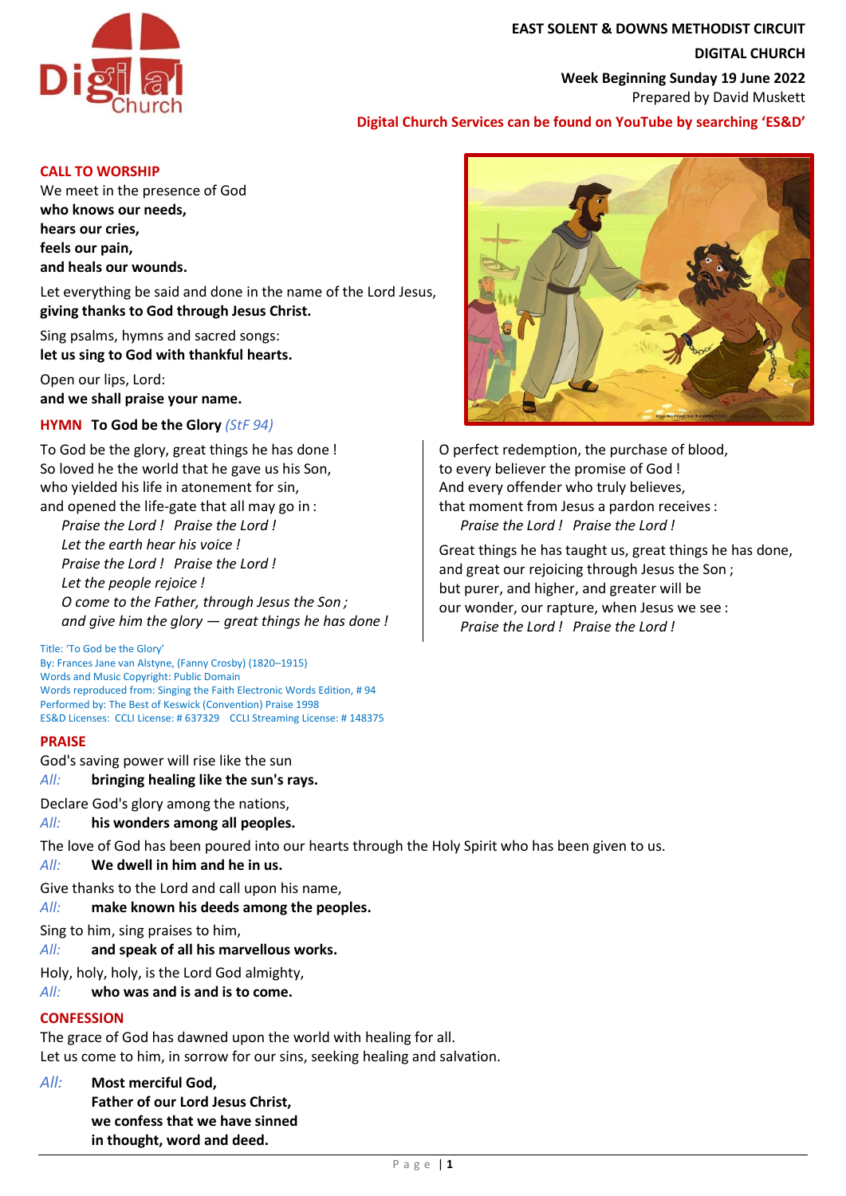**EAST SOLENT & DOWNS METHODIST CIRCUIT**

**DIGITAL CHURCH**

**Week Beginning Sunday 19 June 2022**

Prepared by David Muskett

**Digital Church Services can be found on YouTube by searching 'ES&D'**

## CALL TO WORSHIP

We meet in the presence of God
**who knows our needs,**
**hears our cries,**
**feels our pain,**
**and heals our wounds.**

Let everything be said and done in the name of the Lord Jesus,
**giving thanks to God through Jesus Christ.**

Sing psalms, hymns and sacred songs:
**let us sing to God with thankful hearts.**

Open our lips, Lord:
**and we shall praise your name.**

## HYMN **To God be the Glory** *(StF 94)*

To God be the glory, great things he has done !
So loved he the world that he gave us his Son,
who yielded his life in atonement for sin,
and opened the life-gate that all may go in :
*Praise the Lord ! Praise the Lord !*
*Let the earth hear his voice !*
*Praise the Lord ! Praise the Lord !*
*Let the people rejoice !*
*O come to the Father, through Jesus the Son ;*
*and give him the glory — great things he has done !*

O perfect redemption, the purchase of blood,
to every believer the promise of God !
And every offender who truly believes,
that moment from Jesus a pardon receives :
*Praise the Lord ! Praise the Lord !*

Great things he has taught us, great things he has done,
and great our rejoicing through Jesus the Son ;
but purer, and higher, and greater will be
our wonder, our rapture, when Jesus we see :
*Praise the Lord ! Praise the Lord !*

Title: 'To God be the Glory'
By: Frances Jane van Alstyne, (Fanny Crosby) (1820–1915)
Words and Music Copyright: Public Domain
Words reproduced from: Singing the Faith Electronic Words Edition, # 94
Performed by: The Best of Keswick (Convention) Praise 1998
ES&D Licenses: CCLI License: # 637329 CCLI Streaming License: # 148375

## PRAISE

God's saving power will rise like the sun
*All:* **bringing healing like the sun's rays.**

Declare God's glory among the nations,
*All:* **his wonders among all peoples.**

The love of God has been poured into our hearts through the Holy Spirit who has been given to us.
*All:* **We dwell in him and he in us.**

Give thanks to the Lord and call upon his name,
*All:* **make known his deeds among the peoples.**

Sing to him, sing praises to him,
*All:* **and speak of all his marvellous works.**

Holy, holy, holy, is the Lord God almighty,
*All:* **who was and is and is to come.**

## CONFESSION

The grace of God has dawned upon the world with healing for all.
Let us come to him, in sorrow for our sins, seeking healing and salvation.

*All:* **Most merciful God,**
**Father of our Lord Jesus Christ,**
**we confess that we have sinned**
**in thought, word and deed.**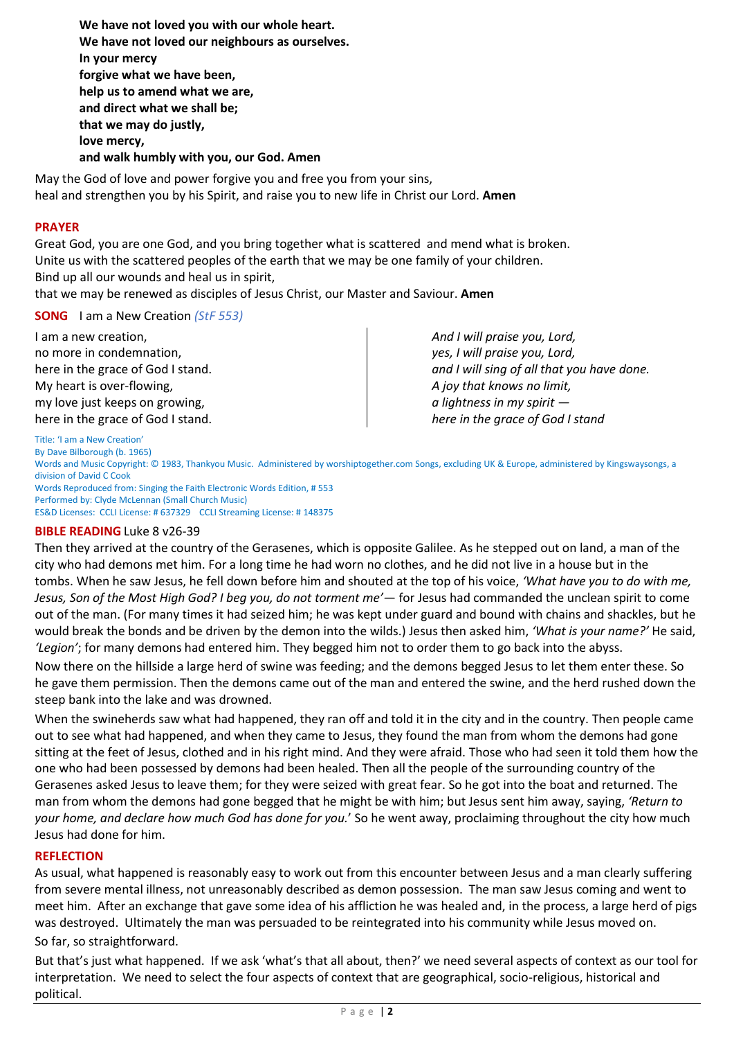**We have not loved you with our whole heart.**
**We have not loved our neighbours as ourselves.**
**In your mercy**
**forgive what we have been,**
**help us to amend what we are,**
**and direct what we shall be;**
**that we may do justly,**
**love mercy,**
**and walk humbly with you, our God. Amen**

May the God of love and power forgive you and free you from your sins,
heal and strengthen you by his Spirit, and raise you to new life in Christ our Lord. **Amen**

**PRAYER**

Great God, you are one God, and you bring together what is scattered and mend what is broken.
Unite us with the scattered peoples of the earth that we may be one family of your children.
Bind up all our wounds and heal us in spirit,
that we may be renewed as disciples of Jesus Christ, our Master and Saviour. **Amen**

**SONG** I am a New Creation *(StF 553)*

I am a new creation,
no more in condemnation,
here in the grace of God I stand.
My heart is over-flowing,
my love just keeps on growing,
here in the grace of God I stand.

*And I will praise you, Lord,*
*yes, I will praise you, Lord,*
*and I will sing of all that you have done.*
*A joy that knows no limit,*
*a lightness in my spirit —*
*here in the grace of God I stand*

Title: 'I am a New Creation'
By Dave Bilborough (b. 1965)
Words and Music Copyright: © 1983, Thankyou Music. Administered by worshiptogether.com Songs, excluding UK & Europe, administered by Kingswaysongs, a division of David C Cook
Words Reproduced from: Singing the Faith Electronic Words Edition, # 553
Performed by: Clyde McLennan (Small Church Music)
ES&D Licenses: CCLI License: # 637329 CCLI Streaming License: # 148375

**BIBLE READING** Luke 8 v26-39

Then they arrived at the country of the Gerasenes, which is opposite Galilee. As he stepped out on land, a man of the city who had demons met him. For a long time he had worn no clothes, and he did not live in a house but in the tombs. When he saw Jesus, he fell down before him and shouted at the top of his voice, *'What have you to do with me, Jesus, Son of the Most High God? I beg you, do not torment me'*— for Jesus had commanded the unclean spirit to come out of the man. (For many times it had seized him; he was kept under guard and bound with chains and shackles, but he would break the bonds and be driven by the demon into the wilds.) Jesus then asked him, *'What is your name?'* He said, *'Legion'*; for many demons had entered him. They begged him not to order them to go back into the abyss.

Now there on the hillside a large herd of swine was feeding; and the demons begged Jesus to let them enter these. So he gave them permission. Then the demons came out of the man and entered the swine, and the herd rushed down the steep bank into the lake and was drowned.

When the swineherds saw what had happened, they ran off and told it in the city and in the country. Then people came out to see what had happened, and when they came to Jesus, they found the man from whom the demons had gone sitting at the feet of Jesus, clothed and in his right mind. And they were afraid. Those who had seen it told them how the one who had been possessed by demons had been healed. Then all the people of the surrounding country of the Gerasenes asked Jesus to leave them; for they were seized with great fear. So he got into the boat and returned. The man from whom the demons had gone begged that he might be with him; but Jesus sent him away, saying, *'Return to your home, and declare how much God has done for you.'* So he went away, proclaiming throughout the city how much Jesus had done for him.

**REFLECTION**

As usual, what happened is reasonably easy to work out from this encounter between Jesus and a man clearly suffering from severe mental illness, not unreasonably described as demon possession. The man saw Jesus coming and went to meet him. After an exchange that gave some idea of his affliction he was healed and, in the process, a large herd of pigs was destroyed. Ultimately the man was persuaded to be reintegrated into his community while Jesus moved on.

So far, so straightforward.

But that's just what happened. If we ask 'what's that all about, then?' we need several aspects of context as our tool for interpretation. We need to select the four aspects of context that are geographical, socio-religious, historical and political.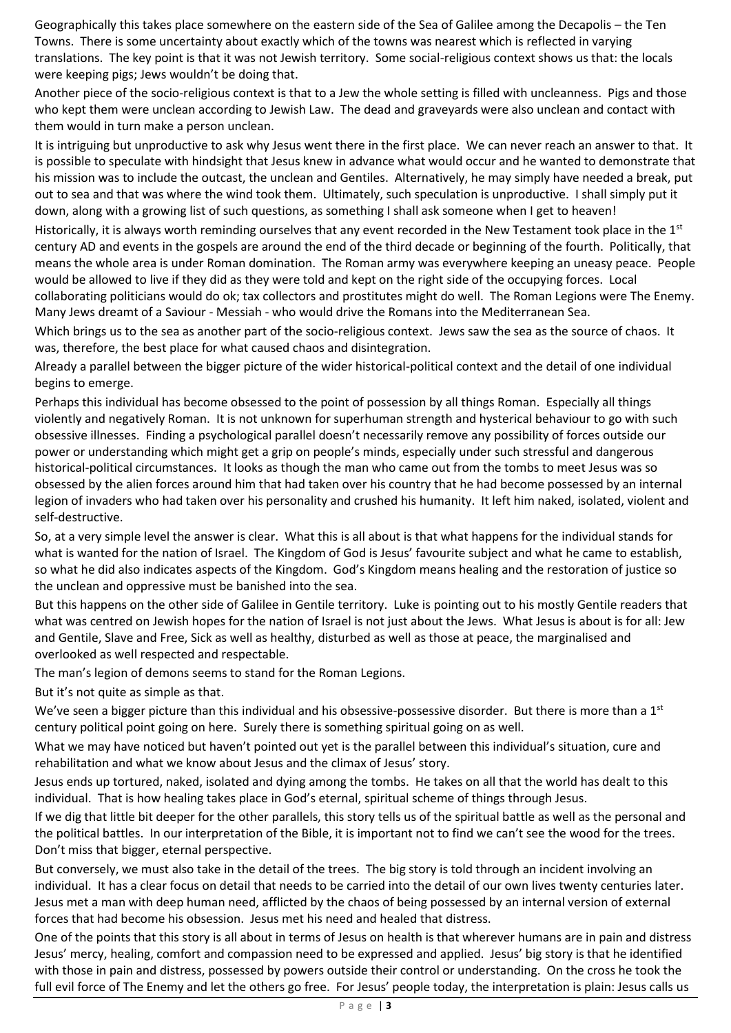Geographically this takes place somewhere on the eastern side of the Sea of Galilee among the Decapolis – the Ten Towns. There is some uncertainty about exactly which of the towns was nearest which is reflected in varying translations. The key point is that it was not Jewish territory. Some social-religious context shows us that: the locals were keeping pigs; Jews wouldn't be doing that.

Another piece of the socio-religious context is that to a Jew the whole setting is filled with uncleanness. Pigs and those who kept them were unclean according to Jewish Law. The dead and graveyards were also unclean and contact with them would in turn make a person unclean.

It is intriguing but unproductive to ask why Jesus went there in the first place. We can never reach an answer to that. It is possible to speculate with hindsight that Jesus knew in advance what would occur and he wanted to demonstrate that his mission was to include the outcast, the unclean and Gentiles. Alternatively, he may simply have needed a break, put out to sea and that was where the wind took them. Ultimately, such speculation is unproductive. I shall simply put it down, along with a growing list of such questions, as something I shall ask someone when I get to heaven!

Historically, it is always worth reminding ourselves that any event recorded in the New Testament took place in the 1st century AD and events in the gospels are around the end of the third decade or beginning of the fourth. Politically, that means the whole area is under Roman domination. The Roman army was everywhere keeping an uneasy peace. People would be allowed to live if they did as they were told and kept on the right side of the occupying forces. Local collaborating politicians would do ok; tax collectors and prostitutes might do well. The Roman Legions were The Enemy. Many Jews dreamt of a Saviour - Messiah - who would drive the Romans into the Mediterranean Sea.

Which brings us to the sea as another part of the socio-religious context. Jews saw the sea as the source of chaos. It was, therefore, the best place for what caused chaos and disintegration.

Already a parallel between the bigger picture of the wider historical-political context and the detail of one individual begins to emerge.

Perhaps this individual has become obsessed to the point of possession by all things Roman. Especially all things violently and negatively Roman. It is not unknown for superhuman strength and hysterical behaviour to go with such obsessive illnesses. Finding a psychological parallel doesn't necessarily remove any possibility of forces outside our power or understanding which might get a grip on people's minds, especially under such stressful and dangerous historical-political circumstances. It looks as though the man who came out from the tombs to meet Jesus was so obsessed by the alien forces around him that had taken over his country that he had become possessed by an internal legion of invaders who had taken over his personality and crushed his humanity. It left him naked, isolated, violent and self-destructive.

So, at a very simple level the answer is clear. What this is all about is that what happens for the individual stands for what is wanted for the nation of Israel. The Kingdom of God is Jesus' favourite subject and what he came to establish, so what he did also indicates aspects of the Kingdom. God's Kingdom means healing and the restoration of justice so the unclean and oppressive must be banished into the sea.

But this happens on the other side of Galilee in Gentile territory. Luke is pointing out to his mostly Gentile readers that what was centred on Jewish hopes for the nation of Israel is not just about the Jews. What Jesus is about is for all: Jew and Gentile, Slave and Free, Sick as well as healthy, disturbed as well as those at peace, the marginalised and overlooked as well respected and respectable.

The man's legion of demons seems to stand for the Roman Legions.

But it's not quite as simple as that.

We've seen a bigger picture than this individual and his obsessive-possessive disorder. But there is more than a 1st century political point going on here. Surely there is something spiritual going on as well.

What we may have noticed but haven't pointed out yet is the parallel between this individual's situation, cure and rehabilitation and what we know about Jesus and the climax of Jesus' story.

Jesus ends up tortured, naked, isolated and dying among the tombs. He takes on all that the world has dealt to this individual. That is how healing takes place in God's eternal, spiritual scheme of things through Jesus.

If we dig that little bit deeper for the other parallels, this story tells us of the spiritual battle as well as the personal and the political battles. In our interpretation of the Bible, it is important not to find we can't see the wood for the trees. Don't miss that bigger, eternal perspective.

But conversely, we must also take in the detail of the trees. The big story is told through an incident involving an individual. It has a clear focus on detail that needs to be carried into the detail of our own lives twenty centuries later. Jesus met a man with deep human need, afflicted by the chaos of being possessed by an internal version of external forces that had become his obsession. Jesus met his need and healed that distress.

One of the points that this story is all about in terms of Jesus on health is that wherever humans are in pain and distress Jesus' mercy, healing, comfort and compassion need to be expressed and applied. Jesus' big story is that he identified with those in pain and distress, possessed by powers outside their control or understanding. On the cross he took the full evil force of The Enemy and let the others go free. For Jesus' people today, the interpretation is plain: Jesus calls us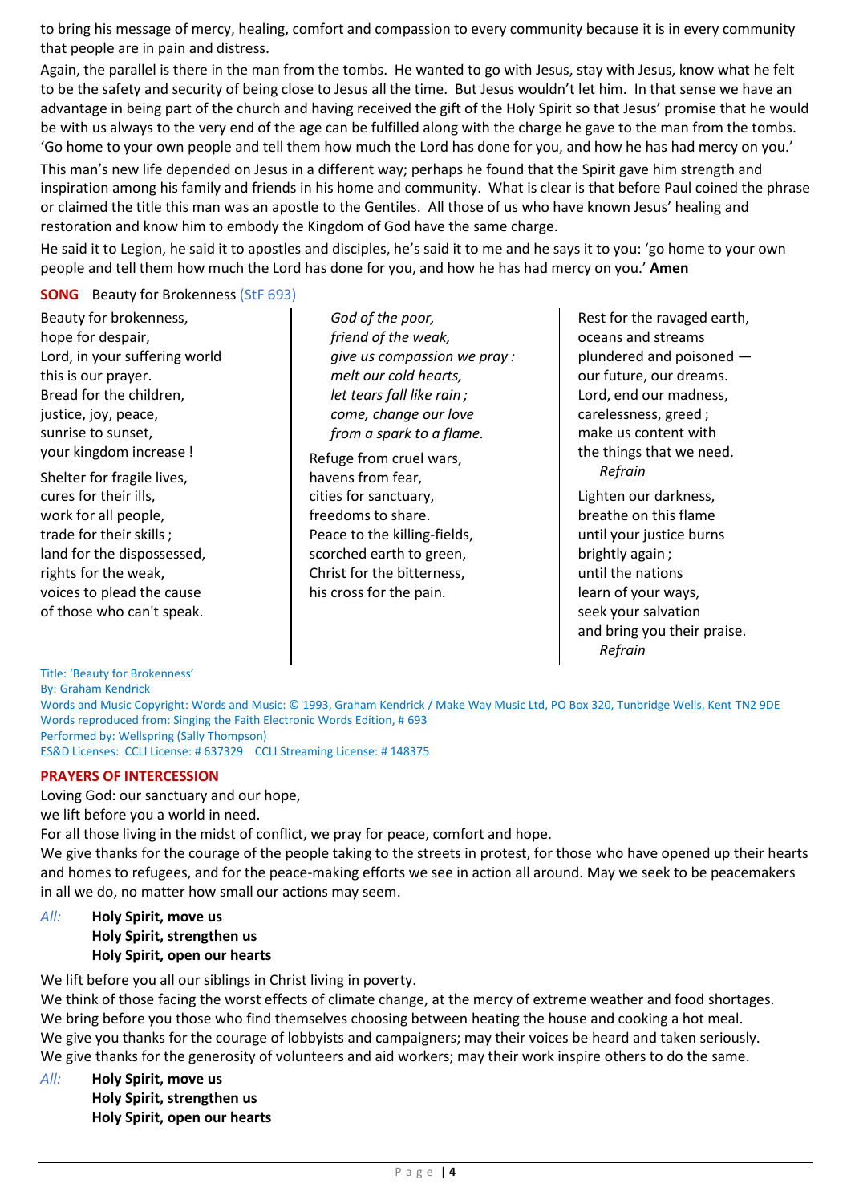to bring his message of mercy, healing, comfort and compassion to every community because it is in every community that people are in pain and distress.

Again, the parallel is there in the man from the tombs. He wanted to go with Jesus, stay with Jesus, know what he felt to be the safety and security of being close to Jesus all the time. But Jesus wouldn't let him. In that sense we have an advantage in being part of the church and having received the gift of the Holy Spirit so that Jesus' promise that he would be with us always to the very end of the age can be fulfilled along with the charge he gave to the man from the tombs. 'Go home to your own people and tell them how much the Lord has done for you, and how he has had mercy on you.'

This man's new life depended on Jesus in a different way; perhaps he found that the Spirit gave him strength and inspiration among his family and friends in his home and community. What is clear is that before Paul coined the phrase or claimed the title this man was an apostle to the Gentiles. All those of us who have known Jesus' healing and restoration and know him to embody the Kingdom of God have the same charge.

He said it to Legion, he said it to apostles and disciples, he's said it to me and he says it to you: 'go home to your own people and tell them how much the Lord has done for you, and how he has had mercy on you.' **Amen**

**SONG** Beauty for Brokenness (StF 693)

Beauty for brokenness,
hope for despair,
Lord, in your suffering world
this is our prayer.
Bread for the children,
justice, joy, peace,
sunrise to sunset,
your kingdom increase !

Shelter for fragile lives,
cures for their ills,
work for all people,
trade for their skills ;
land for the dispossessed,
rights for the weak,
voices to plead the cause
of those who can't speak.

*God of the poor,*
*friend of the weak,*
*give us compassion we pray :*
*melt our cold hearts,*
*let tears fall like rain ;*
*come, change our love*
*from a spark to a flame.*

Refuge from cruel wars,
havens from fear,
cities for sanctuary,
freedoms to share.
Peace to the killing-fields,
scorched earth to green,
Christ for the bitterness,
his cross for the pain.

Rest for the ravaged earth,
oceans and streams
plundered and poisoned —
our future, our dreams.
Lord, end our madness,
carelessness, greed ;
make us content with
the things that we need.
*Refrain*

Lighten our darkness,
breathe on this flame
until your justice burns
brightly again ;
until the nations
learn of your ways,
seek your salvation
and bring you their praise.
*Refrain*

Title: 'Beauty for Brokenness'
By: Graham Kendrick
Words and Music Copyright: Words and Music: © 1993, Graham Kendrick / Make Way Music Ltd, PO Box 320, Tunbridge Wells, Kent TN2 9DE
Words reproduced from: Singing the Faith Electronic Words Edition, # 693
Performed by: Wellspring (Sally Thompson)
ES&D Licenses: CCLI License: # 637329 CCLI Streaming License: # 148375

**PRAYERS OF INTERCESSION**

Loving God: our sanctuary and our hope,
we lift before you a world in need.
For all those living in the midst of conflict, we pray for peace, comfort and hope.
We give thanks for the courage of the people taking to the streets in protest, for those who have opened up their hearts and homes to refugees, and for the peace-making efforts we see in action all around. May we seek to be peacemakers in all we do, no matter how small our actions may seem.

*All:* **Holy Spirit, move us**
**Holy Spirit, strengthen us**
**Holy Spirit, open our hearts**

We lift before you all our siblings in Christ living in poverty.
We think of those facing the worst effects of climate change, at the mercy of extreme weather and food shortages.
We bring before you those who find themselves choosing between heating the house and cooking a hot meal.
We give you thanks for the courage of lobbyists and campaigners; may their voices be heard and taken seriously.
We give thanks for the generosity of volunteers and aid workers; may their work inspire others to do the same.

*All:* **Holy Spirit, move us**
**Holy Spirit, strengthen us**
**Holy Spirit, open our hearts**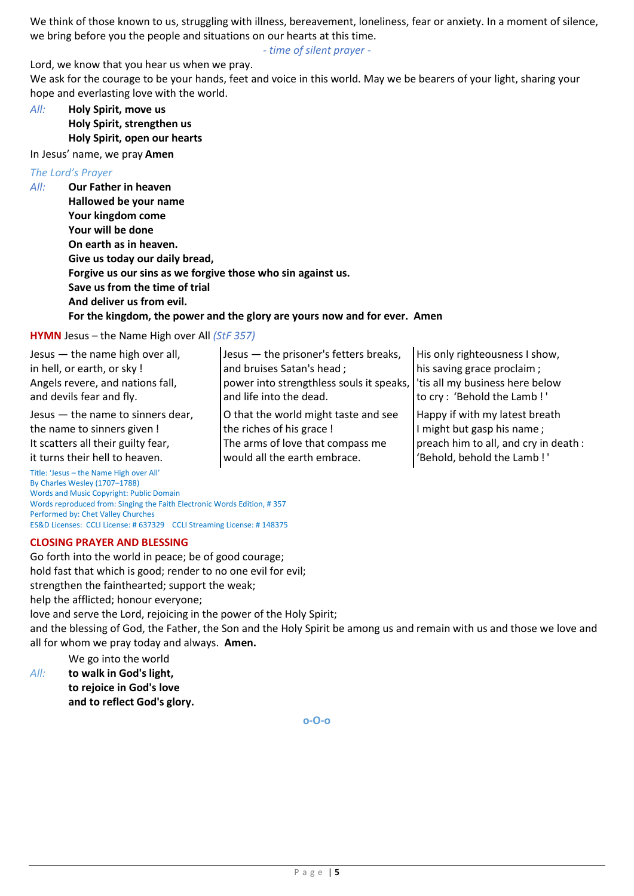We think of those known to us, struggling with illness, bereavement, loneliness, fear or anxiety. In a moment of silence, we bring before you the people and situations on our hearts at this time.

*- time of silent prayer -*

Lord, we know that you hear us when we pray.
We ask for the courage to be your hands, feet and voice in this world. May we be bearers of your light, sharing your hope and everlasting love with the world.

*All:* **Holy Spirit, move us**
**Holy Spirit, strengthen us**
**Holy Spirit, open our hearts**

In Jesus' name, we pray **Amen**

*The Lord's Prayer*

*All:* **Our Father in heaven**
**Hallowed be your name**
**Your kingdom come**
**Your will be done**
**On earth as in heaven.**
**Give us today our daily bread,**
**Forgive us our sins as we forgive those who sin against us.**
**Save us from the time of trial**
**And deliver us from evil.**
**For the kingdom, the power and the glory are yours now and for ever. Amen**

**HYMN** Jesus – the Name High over All *(StF 357)*

Jesus — the name high over all,
in hell, or earth, or sky !
Angels revere, and nations fall,
and devils fear and fly.

Jesus — the name to sinners dear,
the name to sinners given !
It scatters all their guilty fear,
it turns their hell to heaven.

Jesus — the prisoner's fetters breaks,
and bruises Satan's head ;
power into strengthless souls it speaks,
and life into the dead.

O that the world might taste and see
the riches of his grace !
The arms of love that compass me
would all the earth embrace.

His only righteousness I show,
his saving grace proclaim ;
'tis all my business here below
to cry : 'Behold the Lamb ! '

Happy if with my latest breath
I might but gasp his name ;
preach him to all, and cry in death :
'Behold, behold the Lamb ! '

Title: 'Jesus – the Name High over All'
By Charles Wesley (1707–1788)
Words and Music Copyright: Public Domain
Words reproduced from: Singing the Faith Electronic Words Edition, # 357
Performed by: Chet Valley Churches
ES&D Licenses: CCLI License: # 637329 CCLI Streaming License: # 148375

**CLOSING PRAYER AND BLESSING**

Go forth into the world in peace; be of good courage;
hold fast that which is good; render to no one evil for evil;
strengthen the fainthearted; support the weak;
help the afflicted; honour everyone;
love and serve the Lord, rejoicing in the power of the Holy Spirit;
and the blessing of God, the Father, the Son and the Holy Spirit be among us and remain with us and those we love and all for whom we pray today and always. **Amen.**

We go into the world
*All:* **to walk in God's light,**
**to rejoice in God's love**
**and to reflect God's glory.**

o-O-o